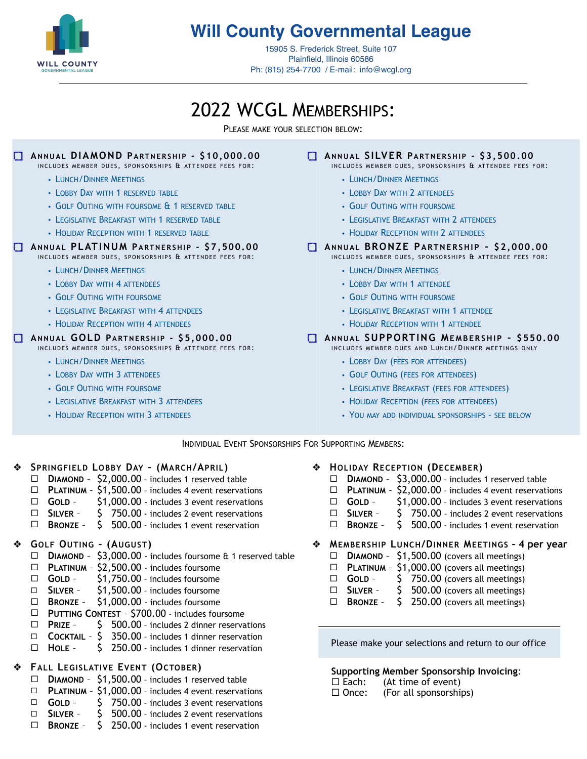# Will County Governmental League

15905 S. Frederick Street, Suite 107
Plainfield, Illinois 60586
Ph: (815) 254-7700 / E-mail: info@wcgl.org

## 2022 WCGL Memberships:

Please make your selection below:

☐ **Annual DIAMOND Partnership - $10,000.00**
Includes member dues, sponsorships & attendee fees for:

- Lunch/Dinner Meetings
- Lobby Day with 1 reserved table
- Golf Outing with foursome & 1 reserved table
- Legislative Breakfast with 1 reserved table
- Holiday Reception with 1 reserved table

☐ **Annual PLATINUM Partnership - $7,500.00**
Includes member dues, sponsorships & attendee fees for:

- Lunch/Dinner Meetings
- Lobby Day with 4 attendees
- Golf Outing with foursome
- Legislative Breakfast with 4 attendees
- Holiday Reception with 4 attendees

☐ **Annual GOLD Partnership - $5,000.00**
Includes member dues, sponsorships & attendee fees for:

- Lunch/Dinner Meetings
- Lobby Day with 3 attendees
- Golf Outing with foursome
- Legislative Breakfast with 3 attendees
- Holiday Reception with 3 attendees

☐ **Annual SILVER Partnership - $3,500.00**
Includes member dues, sponsorships & attendee fees for:

- Lunch/Dinner Meetings
- Lobby Day with 2 attendees
- Golf Outing with foursome
- Legislative Breakfast with 2 attendees
- Holiday Reception with 2 attendees

☐ **Annual BRONZE Partnership - $2,000.00**
Includes member dues, sponsorships & attendee fees for:

- Lunch/Dinner Meetings
- Lobby Day with 1 attendee
- Golf Outing with foursome
- Legislative Breakfast with 1 attendee
- Holiday Reception with 1 attendee

☐ **Annual SUPPORTING Membership - $550.00**
Includes member dues and Lunch/Dinner meetings only

- Lobby Day (fees for attendees)
- Golf Outing (fees for attendees)
- Legislative Breakfast (fees for attendees)
- Holiday Reception (fees for attendees)
- You may add individual sponsorships - see below

### Individual Event Sponsorships For Supporting Members:

❖ **Springfield Lobby Day - (March/April)**

- ☐ **Diamond** - $2,000.00 - includes 1 reserved table
- ☐ **Platinum** - $1,500.00 - includes 4 event reservations
- ☐ **Gold** - $1,000.00 - includes 3 event reservations
- ☐ **Silver** - $ 750.00 - includes 2 event reservations
- ☐ **Bronze** - $ 500.00 - includes 1 event reservation

❖ **Golf Outing - (August)**

- ☐ **Diamond** - $3,000.00 - includes foursome & 1 reserved table
- ☐ **Platinum** - $2,500.00 - includes foursome
- ☐ **Gold** - $1,750.00 - includes foursome
- ☐ **Silver** - $1,500.00 - includes foursome
- ☐ **Bronze** - $1,000.00 - includes foursome
- ☐ **Putting Contest** - $700.00 - includes foursome
- ☐ **Prize** - $ 500.00 - includes 2 dinner reservations
- ☐ **Cocktail** - $ 350.00 - includes 1 dinner reservation
- ☐ **Hole** - $ 250.00 - includes 1 dinner reservation

❖ **Fall Legislative Event (October)**

- ☐ **Diamond** - $1,500.00 - includes 1 reserved table
- ☐ **Platinum** - $1,000.00 - includes 4 event reservations
- ☐ **Gold** - $ 750.00 - includes 3 event reservations
- ☐ **Silver** - $ 500.00 - includes 2 event reservations
- ☐ **Bronze** - $ 250.00 - includes 1 event reservation

❖ **Holiday Reception (December)**

- ☐ **Diamond** - $3,000.00 - includes 1 reserved table
- ☐ **Platinum** - $2,000.00 - includes 4 event reservations
- ☐ **Gold** - $1,000.00 - includes 3 event reservations
- ☐ **Silver** - $ 750.00 - includes 2 event reservations
- ☐ **Bronze** - $ 500.00 - includes 1 event reservation

❖ **Membership Lunch/Dinner Meetings - 4 per year**

- ☐ **Diamond** - $1,500.00 (covers all meetings)
- ☐ **Platinum** - $1,000.00 (covers all meetings)
- ☐ **Gold** - $ 750.00 (covers all meetings)
- ☐ **Silver** - $ 500.00 (covers all meetings)
- ☐ **Bronze** - $ 250.00 (covers all meetings)

Please make your selections and return to our office

**Supporting Member Sponsorship Invoicing:**

☐ Each: (At time of event)
☐ Once: (For all sponsorships)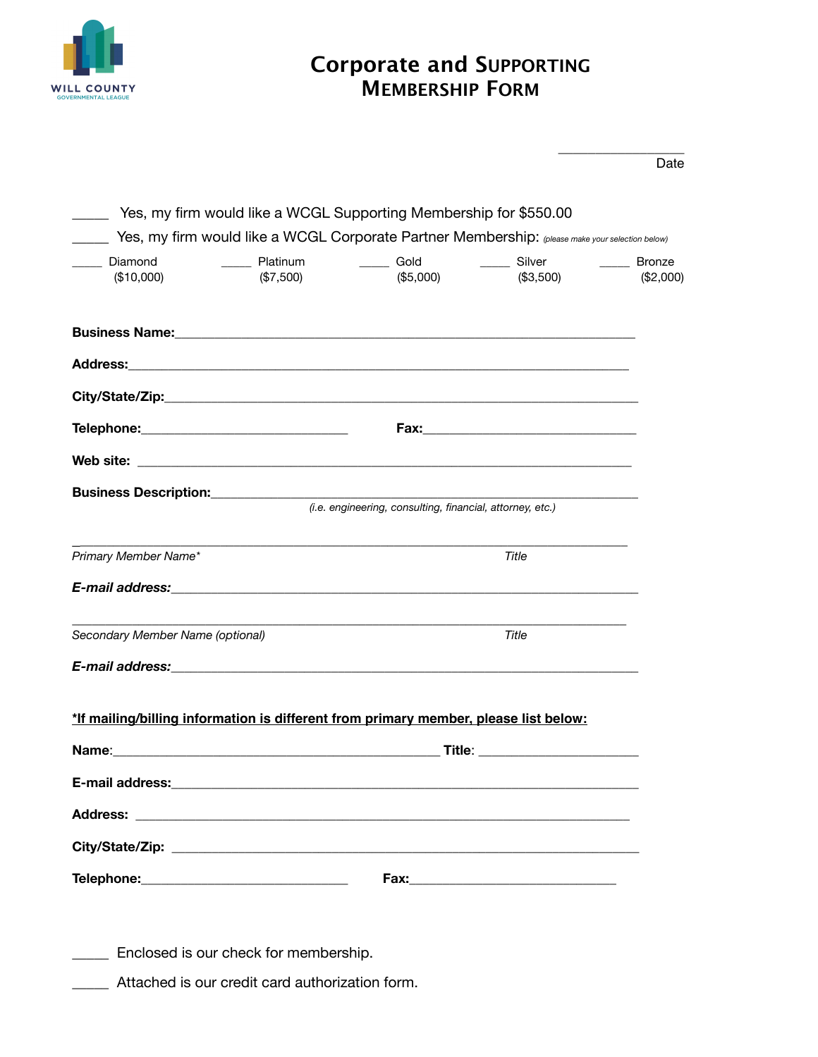WILL COUNTY GOVERNMENTAL LEAGUE

# Corporate and Supporting Membership Form

_________________ 
Date

_____ Yes, my firm would like a WCGL Supporting Membership for $550.00

_____ Yes, my firm would like a WCGL Corporate Partner Membership: *(please make your selection below)*

_____ Diamond ($10,000) _____ Platinum ($7,500) _____ Gold ($5,000) _____ Silver ($3,500) _____ Bronze ($2,000)

**Business Name:**_________________________________________________________________

**Address:**_______________________________________________________________________

**City/State/Zip:**_________________________________________________________________

**Telephone:**____________________________ **Fax:**_____________________________

**Web site:** _____________________________________________________________________

**Business Description:**___________________________________________________________
*(i.e. engineering, consulting, financial, attorney, etc.)*

_________________________________________________________________________________
*Primary Member Name** Title

***E-mail address:***______________________________________________________________

_________________________________________________________________________________
*Secondary Member Name (optional)* Title

***E-mail address:***______________________________________________________________

**\*If mailing/billing information is different from primary member, please list below:**

**Name**:_____________________________________________ **Title**: _____________________

**E-mail address:**_______________________________________________________________

**Address:** ______________________________________________________________________

**City/State/Zip:** ________________________________________________________________

**Telephone:**____________________________ **Fax:**_____________________________

_____ Enclosed is our check for membership.

_____ Attached is our credit card authorization form.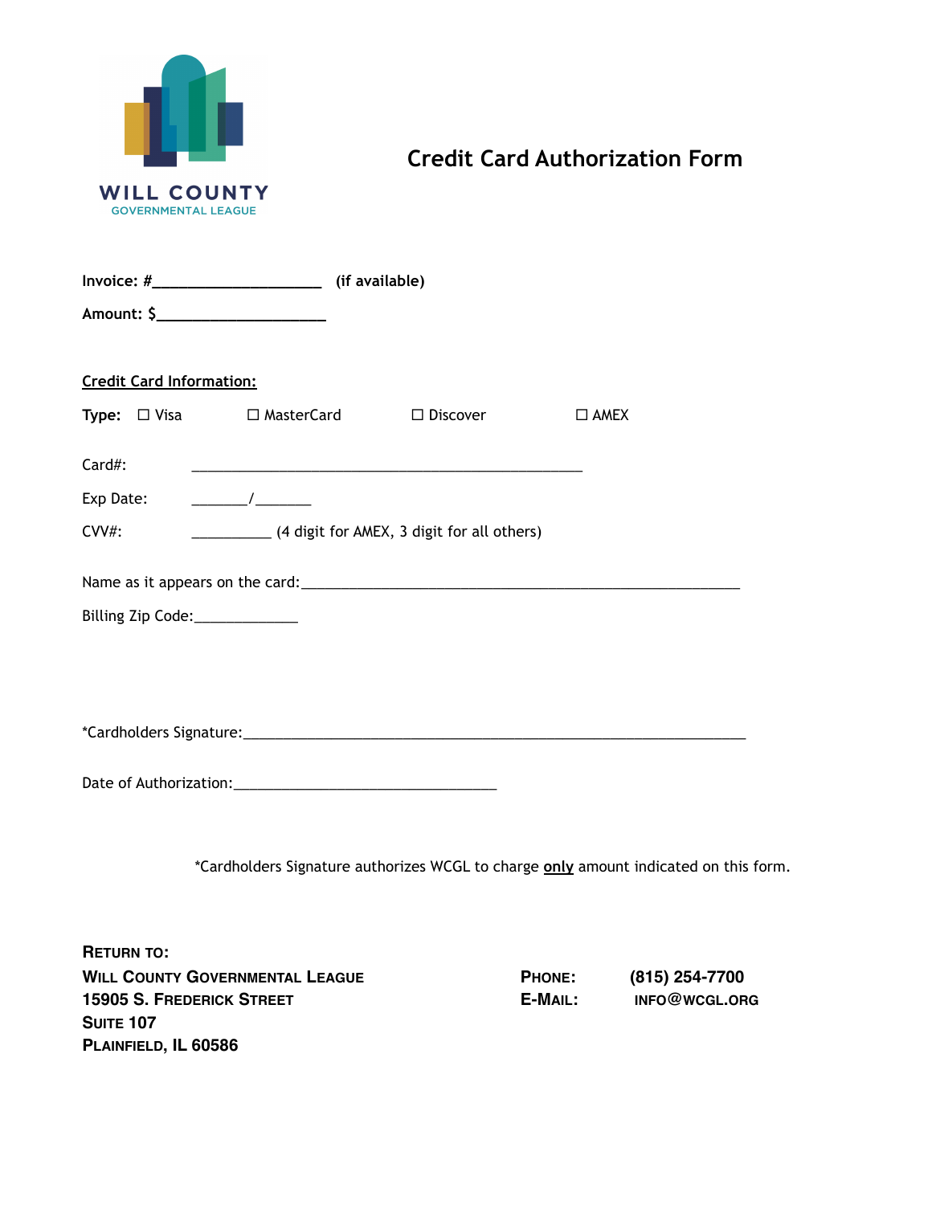WILL COUNTY
GOVERNMENTAL LEAGUE

# Credit Card Authorization Form

**Invoice: #____________________ (if available)**

**Amount: $____________________**

**<u>Credit Card Information:</u>**

**Type:** ☐ Visa ☐ MasterCard ☐ Discover ☐ AMEX

Card#: ______________________________________________

Exp Date: _______/_______

CVV#: __________ (4 digit for AMEX, 3 digit for all others)

Name as it appears on the card:____________________________________________________

Billing Zip Code:_____________

*Cardholders Signature:____________________________________________________________

Date of Authorization:_________________________________

*Cardholders Signature authorizes WCGL to charge <u>only</u> amount indicated on this form.

**RETURN TO:**
**WILL COUNTY GOVERNMENTAL LEAGUE**
**15905 S. FREDERICK STREET**
**SUITE 107**
**PLAINFIELD, IL 60586**

**PHONE:** **(815) 254-7700**
**E-MAIL:** **INFO@WCGL.ORG**